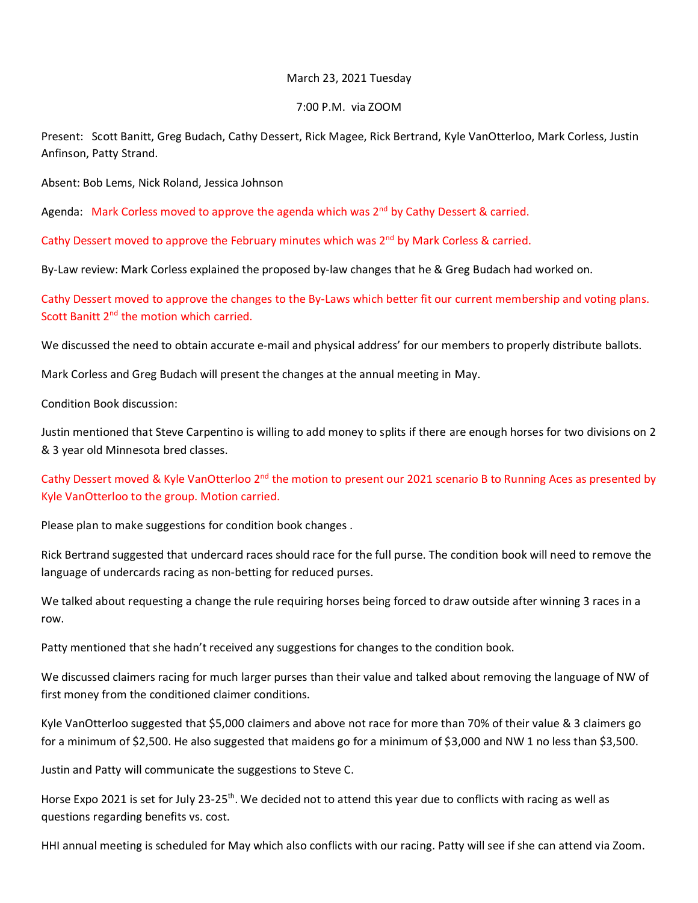March 23, 2021 Tuesday

7:00 P.M. via ZOOM

Present: Scott Banitt, Greg Budach, Cathy Dessert, Rick Magee, Rick Bertrand, Kyle VanOtterloo, Mark Corless, Justin Anfinson, Patty Strand.

Absent: Bob Lems, Nick Roland, Jessica Johnson

Agenda: Mark Corless moved to approve the agenda which was 2nd by Cathy Dessert & carried.

Cathy Dessert moved to approve the February minutes which was 2nd by Mark Corless & carried.

By-Law review: Mark Corless explained the proposed by-law changes that he & Greg Budach had worked on.

Cathy Dessert moved to approve the changes to the By-Laws which better fit our current membership and voting plans. Scott Banitt 2nd the motion which carried.

We discussed the need to obtain accurate e-mail and physical address' for our members to properly distribute ballots.

Mark Corless and Greg Budach will present the changes at the annual meeting in May.

Condition Book discussion:

Justin mentioned that Steve Carpentino is willing to add money to splits if there are enough horses for two divisions on 2 & 3 year old Minnesota bred classes.

Cathy Dessert moved & Kyle VanOtterloo 2nd the motion to present our 2021 scenario B to Running Aces as presented by Kyle VanOtterloo to the group. Motion carried.

Please plan to make suggestions for condition book changes .

Rick Bertrand suggested that undercard races should race for the full purse. The condition book will need to remove the language of undercards racing as non-betting for reduced purses.

We talked about requesting a change the rule requiring horses being forced to draw outside after winning 3 races in a row.

Patty mentioned that she hadn't received any suggestions for changes to the condition book.

We discussed claimers racing for much larger purses than their value and talked about removing the language of NW of first money from the conditioned claimer conditions.

Kyle VanOtterloo suggested that $5,000 claimers and above not race for more than 70% of their value & 3 claimers go for a minimum of $2,500. He also suggested that maidens go for a minimum of $3,000 and NW 1 no less than $3,500.

Justin and Patty will communicate the suggestions to Steve C.

Horse Expo 2021 is set for July 23-25th. We decided not to attend this year due to conflicts with racing as well as questions regarding benefits vs. cost.

HHI annual meeting is scheduled for May which also conflicts with our racing. Patty will see if she can attend via Zoom.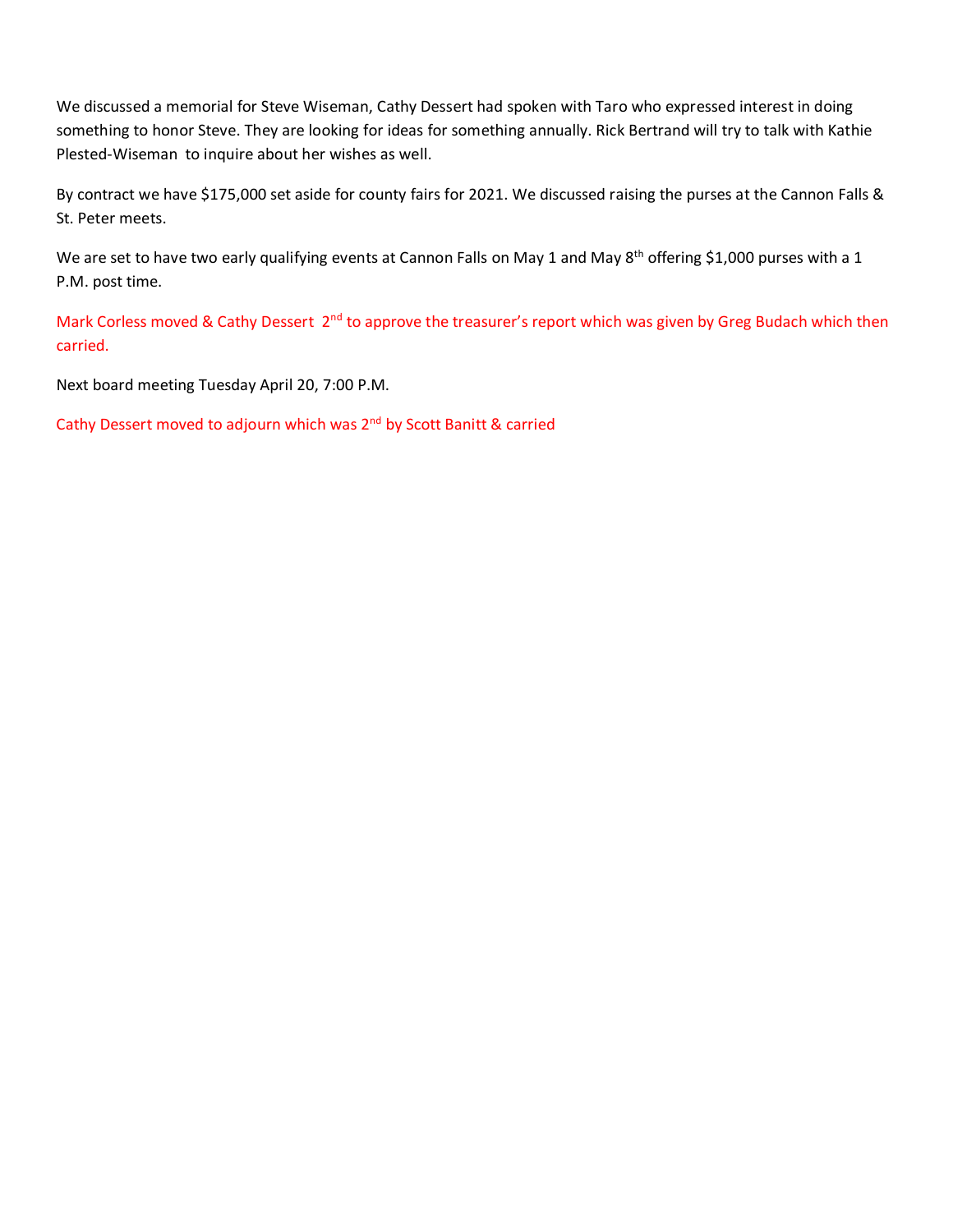We discussed a memorial for Steve Wiseman, Cathy Dessert had spoken with Taro who expressed interest in doing something to honor Steve. They are looking for ideas for something annually. Rick Bertrand will try to talk with Kathie Plested-Wiseman to inquire about her wishes as well.

By contract we have $175,000 set aside for county fairs for 2021. We discussed raising the purses at the Cannon Falls & St. Peter meets.

We are set to have two early qualifying events at Cannon Falls on May 1 and May 8th offering $1,000 purses with a 1 P.M. post time.

Mark Corless moved & Cathy Dessert 2nd to approve the treasurer's report which was given by Greg Budach which then carried.

Next board meeting Tuesday April 20, 7:00 P.M.

Cathy Dessert moved to adjourn which was 2nd by Scott Banitt & carried